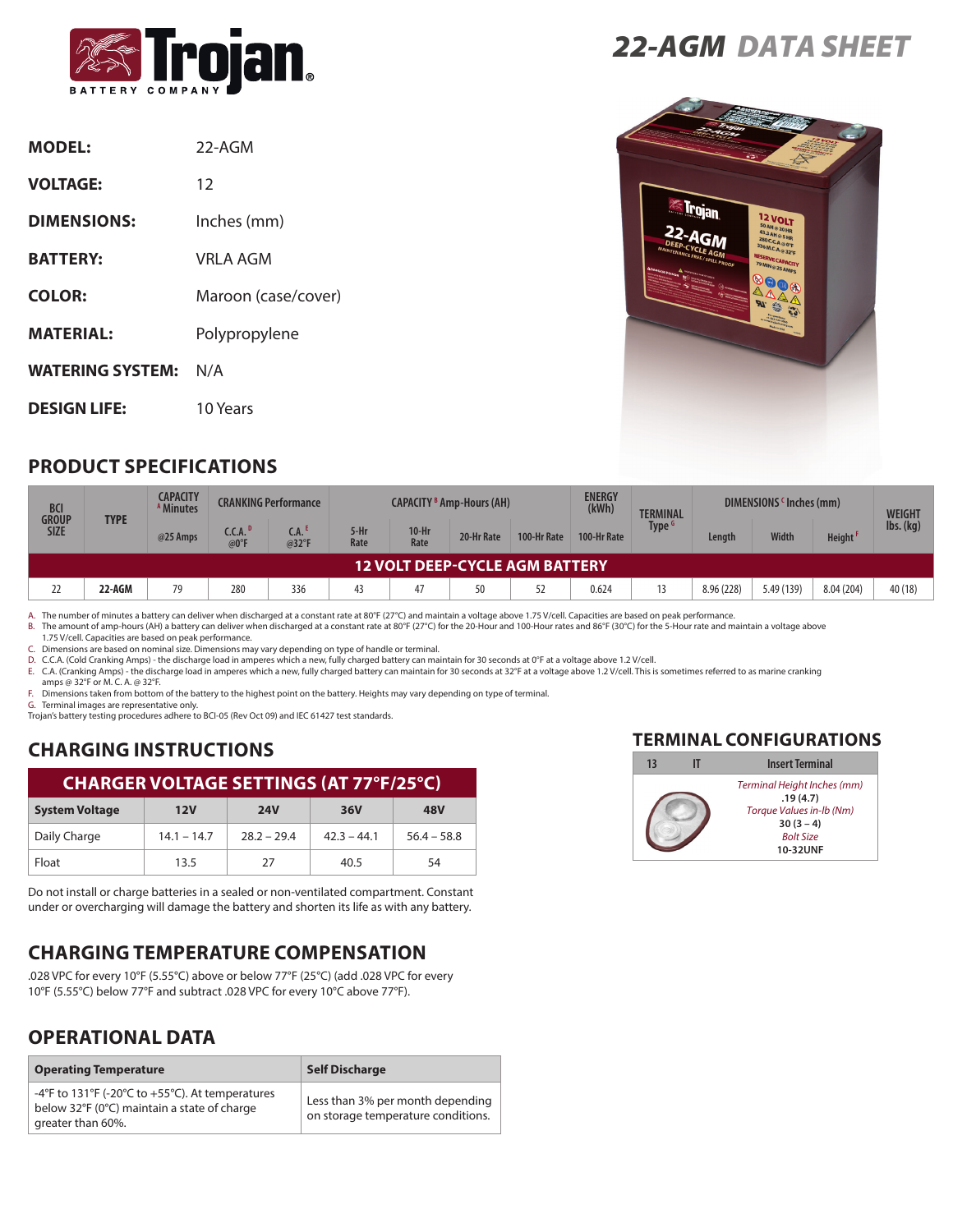# 22-AGM DATA SHEET

Trojan BATTERY COMPANY

| | |
|---|---|
| **MODEL:** | 22-AGM |
| **VOLTAGE:** | 12 |
| **DIMENSIONS:** | Inches (mm) |
| **BATTERY:** | VRLA AGM |
| **COLOR:** | Maroon (case/cover) |
| **MATERIAL:** | Polypropylene |
| **WATERING SYSTEM:** | N/A |
| **DESIGN LIFE:** | 10 Years |

## PRODUCT SPECIFICATIONS

| BCI GROUP SIZE | TYPE | CAPACITY [A] Minutes | CRANKING Performance | | CAPACITY [B] Amp-Hours (AH) | | | | ENERGY (kWh) | TERMINAL Type [G] | DIMENSIONS [C] Inches (mm) | | | WEIGHT lbs. (kg) |
|---|---|---|---|---|---|---|---|---|---|---|---|---|---|---|
| | | @25 Amps | C.C.A. [D] @0°F | C.A. [E] @32°F | 5-Hr Rate | 10-Hr Rate | 20-Hr Rate | 100-Hr Rate | 100-Hr Rate | | Length | Width | Height [F] | |
| **12 VOLT DEEP-CYCLE AGM BATTERY** | | | | | | | | | | | | | | |
| 22 | **22-AGM** | 79 | 280 | 336 | 43 | 47 | 50 | 52 | 0.624 | 13 | 8.96 (228) | 5.49 (139) | 8.04 (204) | 40 (18) |

A. The number of minutes a battery can deliver when discharged at a constant rate at 80°F (27°C) and maintain a voltage above 1.75 V/cell. Capacities are based on peak performance.
B. The amount of amp-hours (AH) a battery can deliver when discharged at a constant rate at 80°F (27°C) for the 20-Hour and 100-Hour rates and 86°F (30°C) for the 5-Hour rate and maintain a voltage above 1.75 V/cell. Capacities are based on peak performance.
C. Dimensions are based on nominal size. Dimensions may vary depending on type of handle or terminal.
D. C.C.A. (Cold Cranking Amps) - the discharge load in amperes which a new, fully charged battery can maintain for 30 seconds at 0°F at a voltage above 1.2 V/cell.
E. C.A. (Cranking Amps) - the discharge load in amperes which a new, fully charged battery can maintain for 30 seconds at 32°F at a voltage above 1.2 V/cell. This is sometimes referred to as marine cranking amps @ 32°F or M. C. A. @ 32°F.
F. Dimensions taken from bottom of the battery to the highest point on the battery. Heights may vary depending on type of terminal.
G. Terminal images are representative only.
Trojan's battery testing procedures adhere to BCI-05 (Rev Oct 09) and IEC 61427 test standards.

## CHARGING INSTRUCTIONS

| CHARGER VOLTAGE SETTINGS (AT 77°F/25°C) | | | | |
|---|---|---|---|---|
| **System Voltage** | **12V** | **24V** | **36V** | **48V** |
| Daily Charge | 14.1 – 14.7 | 28.2 – 29.4 | 42.3 – 44.1 | 56.4 – 58.8 |
| Float | 13.5 | 27 | 40.5 | 54 |

Do not install or charge batteries in a sealed or non-ventilated compartment. Constant under or overcharging will damage the battery and shorten its life as with any battery.

## CHARGING TEMPERATURE COMPENSATION

.028 VPC for every 10°F (5.55°C) above or below 77°F (25°C) (add .028 VPC for every 10°F (5.55°C) below 77°F and subtract .028 VPC for every 10°C above 77°F).

## OPERATIONAL DATA

| Operating Temperature | Self Discharge |
|---|---|
| -4°F to 131°F (-20°C to +55°C). At temperatures below 32°F (0°C) maintain a state of charge greater than 60%. | Less than 3% per month depending on storage temperature conditions. |

## TERMINAL CONFIGURATIONS

| 13 | IT | Insert Terminal |
|---|---|---|
| | | *Terminal Height Inches (mm)* **.19 (4.7)** *Torque Values in-lb (Nm)* **30 (3 – 4)** *Bolt Size* **10-32UNF** |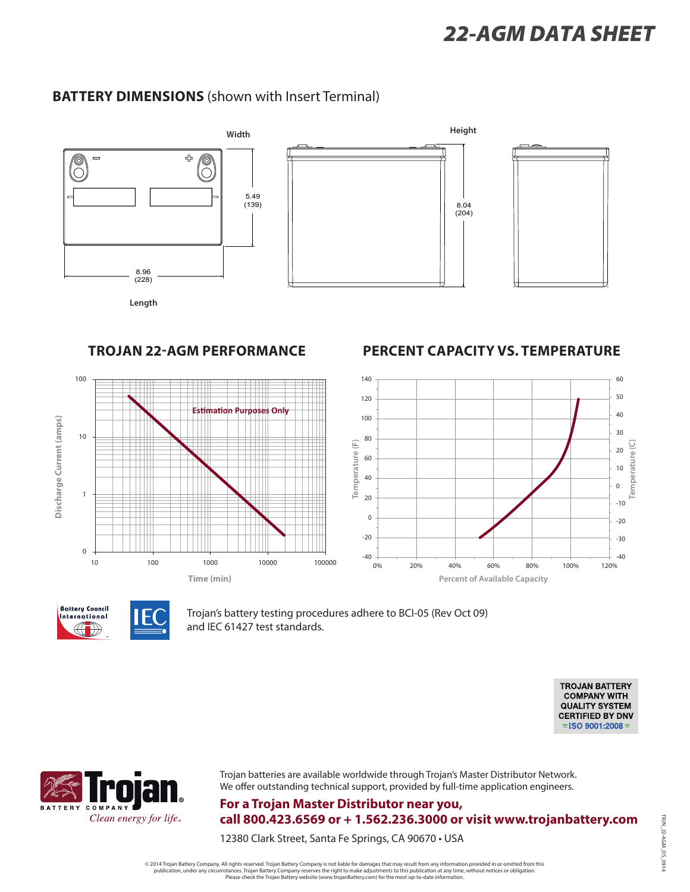# 22-AGM DATA SHEET

## BATTERY DIMENSIONS (shown with Insert Terminal)

Width

5.49
(139)

Height

8.04
(204)

8.96
(228)

Length

## TROJAN 22-AGM PERFORMANCE

Discharge Current (amps)

100
10
1
0

Estimation Purposes Only

10
100
1000
10000
100000

Time (min)

## PERCENT CAPACITY VS. TEMPERATURE

Temperature (F)

140
120
100
80
60
40
20
0
-20
-40

Temperature (C)

60
50
40
30
20
10
0
-10
-20
-30
-40

0%
20%
40%
60%
80%
100%
120%

Percent of Available Capacity

Battery Council International

IEC

Trojan's battery testing procedures adhere to BCI-05 (Rev Oct 09) and IEC 61427 test standards.

TROJAN BATTERY COMPANY WITH QUALITY SYSTEM CERTIFIED BY DNV
= ISO 9001:2008 =

Trojan BATTERY COMPANY
*Clean energy for life.*

Trojan batteries are available worldwide through Trojan's Master Distributor Network.
We offer outstanding technical support, provided by full-time application engineers.

**For a Trojan Master Distributor near you,**
**call 800.423.6569 or + 1.562.236.3000 or visit www.trojanbattery.com**

12380 Clark Street, Santa Fe Springs, CA 90670 • USA

© 2014 Trojan Battery Company. All rights reserved. Trojan Battery Company is not liable for damages that may result from any information provided in or omitted from this publication, under any circumstances. Trojan Battery Company reserves the right to make adjustments to this publication at any time, without notices or obligation. Please check the Trojan Battery website (www.trojanBattery.com) for the most up-to-date information.

TRJN_22-AGM_DS_0914